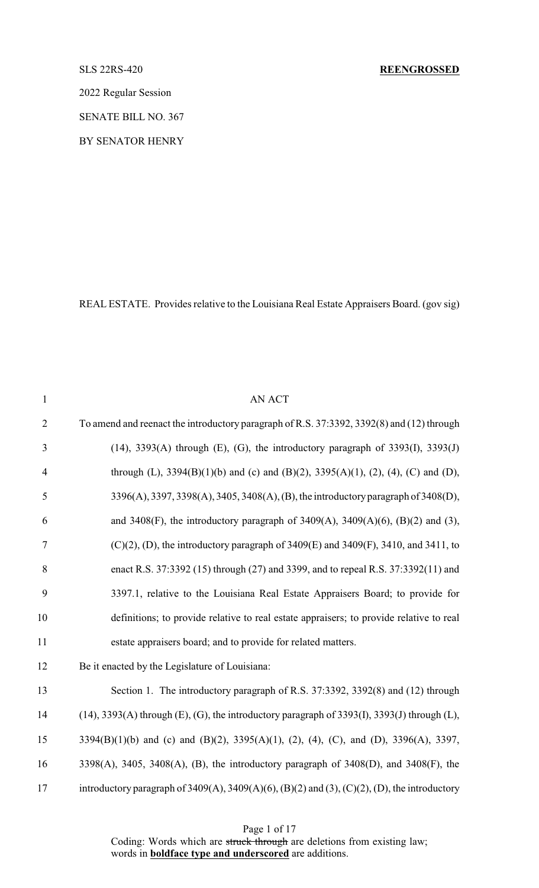SLS 22RS-420 **REENGROSSED**

2022 Regular Session

SENATE BILL NO. 367

BY SENATOR HENRY

REAL ESTATE. Provides relative to the Louisiana Real Estate Appraisers Board. (gov sig)

AN ACT

To amend and reenact the introductory paragraph of R.S. 37:3392, 3392(8) and (12) through (14), 3393(A) through (E), (G), the introductory paragraph of 3393(I), 3393(J) through (L), 3394(B)(1)(b) and (c) and (B)(2), 3395(A)(1), (2), (4), (C) and (D), 3396(A), 3397, 3398(A), 3405, 3408(A), (B), the introductory paragraph of 3408(D), and 3408(F), the introductory paragraph of 3409(A), 3409(A)(6), (B)(2) and (3), (C)(2), (D), the introductory paragraph of 3409(E) and 3409(F), 3410, and 3411, to enact R.S. 37:3392 (15) through (27) and 3399, and to repeal R.S. 37:3392(11) and 3397.1, relative to the Louisiana Real Estate Appraisers Board; to provide for definitions; to provide relative to real estate appraisers; to provide relative to real estate appraisers board; and to provide for related matters.

Be it enacted by the Legislature of Louisiana:

Section 1. The introductory paragraph of R.S. 37:3392, 3392(8) and (12) through (14), 3393(A) through (E), (G), the introductory paragraph of 3393(I), 3393(J) through (L), 3394(B)(1)(b) and (c) and (B)(2), 3395(A)(1), (2), (4), (C), and (D), 3396(A), 3397, 3398(A), 3405, 3408(A), (B), the introductory paragraph of 3408(D), and 3408(F), the introductory paragraph of 3409(A), 3409(A)(6), (B)(2) and (3), (C)(2), (D), the introductory

Coding: Words which are ~~struck through~~ are deletions from existing law; words in **boldface type and underscored** are additions.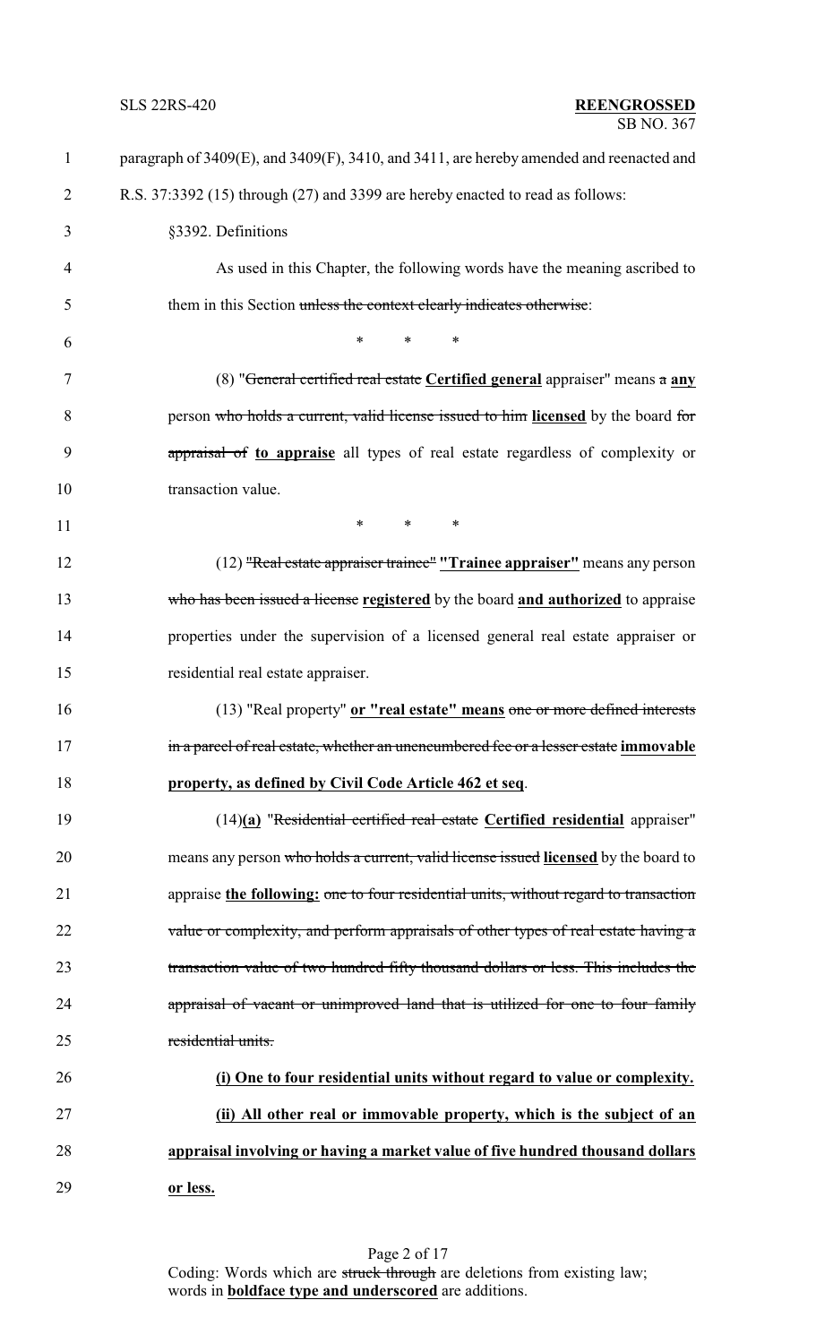paragraph of 3409(E), and 3409(F), 3410, and 3411, are hereby amended and reenacted and R.S. 37:3392 (15) through (27) and 3399 are hereby enacted to read as follows:

§3392. Definitions

As used in this Chapter, the following words have the meaning ascribed to them in this Section ~~unless the context clearly indicates otherwise~~:

\* \* \*

(8) "~~General certified real estate~~ **Certified general** appraiser" means ~~a~~ **any** person ~~who holds a current, valid license issued to him~~ **licensed** by the board ~~for appraisal of~~ **to appraise** all types of real estate regardless of complexity or transaction value.

\* \* \*

(12) ~~"Real estate appraiser trainee"~~ **"Trainee appraiser"** means any person ~~who has been issued a license~~ **registered** by the board **and authorized** to appraise properties under the supervision of a licensed general real estate appraiser or residential real estate appraiser.

(13) "Real property" **or "real estate" means** ~~one or more defined interests in a parcel of real estate, whether an unencumbered fee or a lesser estate~~ **immovable property, as defined by Civil Code Article 462 et seq**.

(14)**(a)** "~~Residential certified real estate~~ **Certified residential** appraiser" means any person ~~who holds a current, valid license issued~~ **licensed** by the board to appraise **the following:** ~~one to four residential units, without regard to transaction value or complexity, and perform appraisals of other types of real estate having a transaction value of two hundred fifty thousand dollars or less. This includes the appraisal of vacant or unimproved land that is utilized for one to four family residential units.~~

**(i) One to four residential units without regard to value or complexity.**

**(ii) All other real or immovable property, which is the subject of an appraisal involving or having a market value of five hundred thousand dollars or less.**

Coding: Words which are ~~struck through~~ are deletions from existing law; words in **boldface type and underscored** are additions.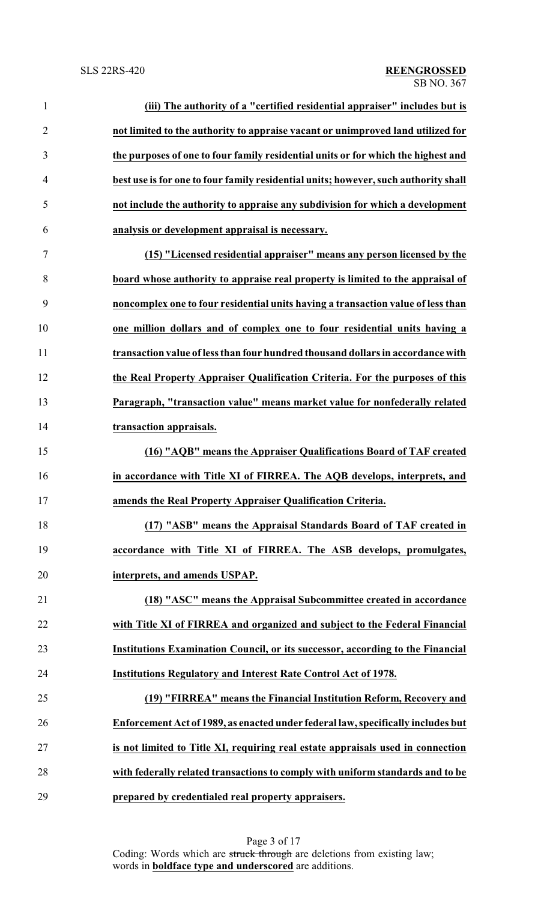**(iii) The authority of a "certified residential appraiser" includes but is not limited to the authority to appraise vacant or unimproved land utilized for the purposes of one to four family residential units or for which the highest and best use is for one to four family residential units; however, such authority shall not include the authority to appraise any subdivision for which a development analysis or development appraisal is necessary.**

**(15) "Licensed residential appraiser" means any person licensed by the board whose authority to appraise real property is limited to the appraisal of noncomplex one to four residential units having a transaction value of less than one million dollars and of complex one to four residential units having a transaction value of less than four hundred thousand dollars in accordance with the Real Property Appraiser Qualification Criteria. For the purposes of this Paragraph, "transaction value" means market value for nonfederally related transaction appraisals.**

**(16) "AQB" means the Appraiser Qualifications Board of TAF created in accordance with Title XI of FIRREA. The AQB develops, interprets, and amends the Real Property Appraiser Qualification Criteria.**

**(17) "ASB" means the Appraisal Standards Board of TAF created in accordance with Title XI of FIRREA. The ASB develops, promulgates, interprets, and amends USPAP.**

**(18) "ASC" means the Appraisal Subcommittee created in accordance with Title XI of FIRREA and organized and subject to the Federal Financial Institutions Examination Council, or its successor, according to the Financial Institutions Regulatory and Interest Rate Control Act of 1978.**

**(19) "FIRREA" means the Financial Institution Reform, Recovery and Enforcement Act of 1989, as enacted under federal law, specifically includes but is not limited to Title XI, requiring real estate appraisals used in connection with federally related transactions to comply with uniform standards and to be prepared by credentialed real property appraisers.**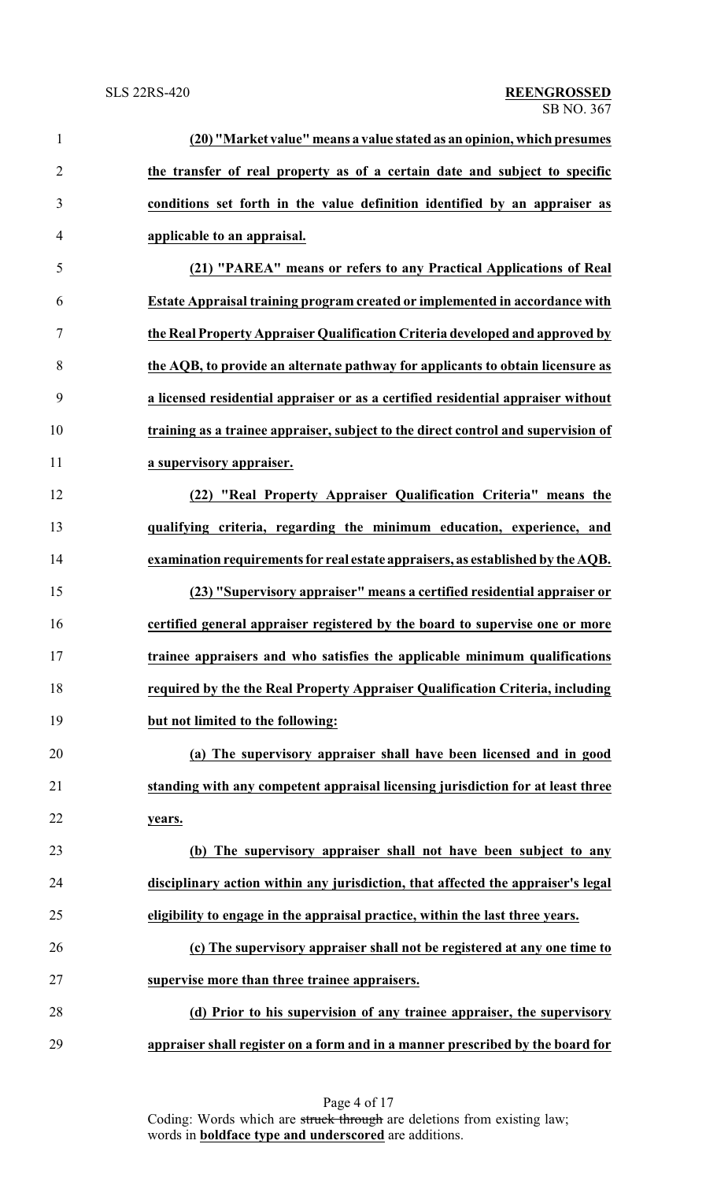**(20) "Market value" means a value stated as an opinion, which presumes the transfer of real property as of a certain date and subject to specific conditions set forth in the value definition identified by an appraiser as applicable to an appraisal.**

**(21) "PAREA" means or refers to any Practical Applications of Real Estate Appraisal training program created or implemented in accordance with the Real Property Appraiser Qualification Criteria developed and approved by the AQB, to provide an alternate pathway for applicants to obtain licensure as a licensed residential appraiser or as a certified residential appraiser without training as a trainee appraiser, subject to the direct control and supervision of a supervisory appraiser.**

**(22) "Real Property Appraiser Qualification Criteria" means the qualifying criteria, regarding the minimum education, experience, and examination requirements for real estate appraisers, as established by the AQB.**

**(23) "Supervisory appraiser" means a certified residential appraiser or certified general appraiser registered by the board to supervise one or more trainee appraisers and who satisfies the applicable minimum qualifications required by the the Real Property Appraiser Qualification Criteria, including but not limited to the following:**

**(a) The supervisory appraiser shall have been licensed and in good standing with any competent appraisal licensing jurisdiction for at least three years.**

**(b) The supervisory appraiser shall not have been subject to any disciplinary action within any jurisdiction, that affected the appraiser's legal eligibility to engage in the appraisal practice, within the last three years.**

**(c) The supervisory appraiser shall not be registered at any one time to supervise more than three trainee appraisers.**

**(d) Prior to his supervision of any trainee appraiser, the supervisory appraiser shall register on a form and in a manner prescribed by the board for**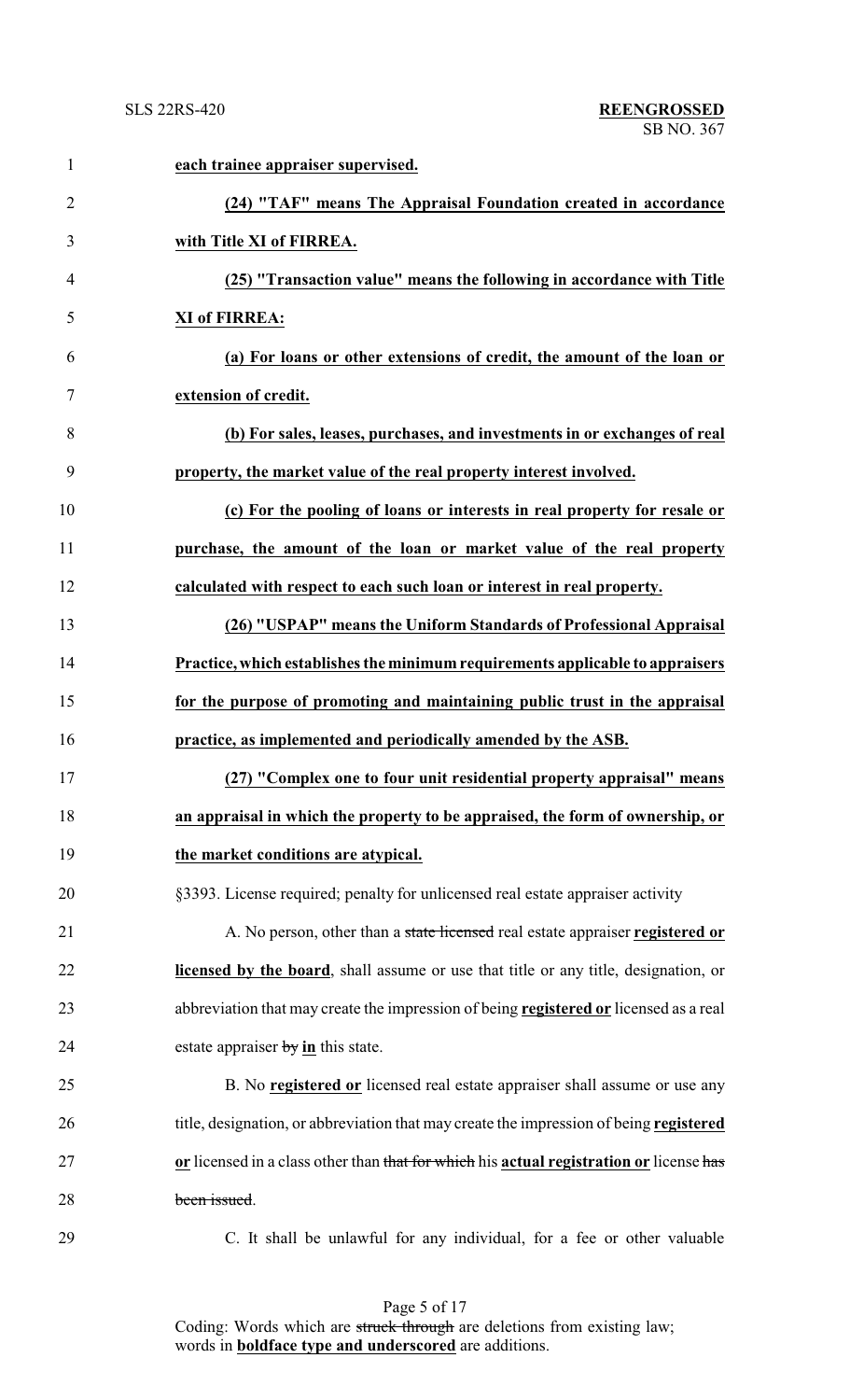**each trainee appraiser supervised.**

**(24) "TAF" means The Appraisal Foundation created in accordance with Title XI of FIRREA.**

**(25) "Transaction value" means the following in accordance with Title XI of FIRREA:**

**(a) For loans or other extensions of credit, the amount of the loan or extension of credit.**

**(b) For sales, leases, purchases, and investments in or exchanges of real property, the market value of the real property interest involved.**

**(c) For the pooling of loans or interests in real property for resale or purchase, the amount of the loan or market value of the real property calculated with respect to each such loan or interest in real property.**

**(26) "USPAP" means the Uniform Standards of Professional Appraisal Practice, which establishes the minimum requirements applicable to appraisers for the purpose of promoting and maintaining public trust in the appraisal practice, as implemented and periodically amended by the ASB.**

**(27) "Complex one to four unit residential property appraisal" means an appraisal in which the property to be appraised, the form of ownership, or the market conditions are atypical.**

§3393. License required; penalty for unlicensed real estate appraiser activity

A. No person, other than a ~~state licensed~~ real estate appraiser **registered or licensed by the board**, shall assume or use that title or any title, designation, or abbreviation that may create the impression of being **registered or** licensed as a real estate appraiser ~~by~~ **in** this state.

B. No **registered or** licensed real estate appraiser shall assume or use any title, designation, or abbreviation that may create the impression of being **registered or** licensed in a class other than ~~that for which~~ his **actual registration or** license ~~has been issued~~.

C. It shall be unlawful for any individual, for a fee or other valuable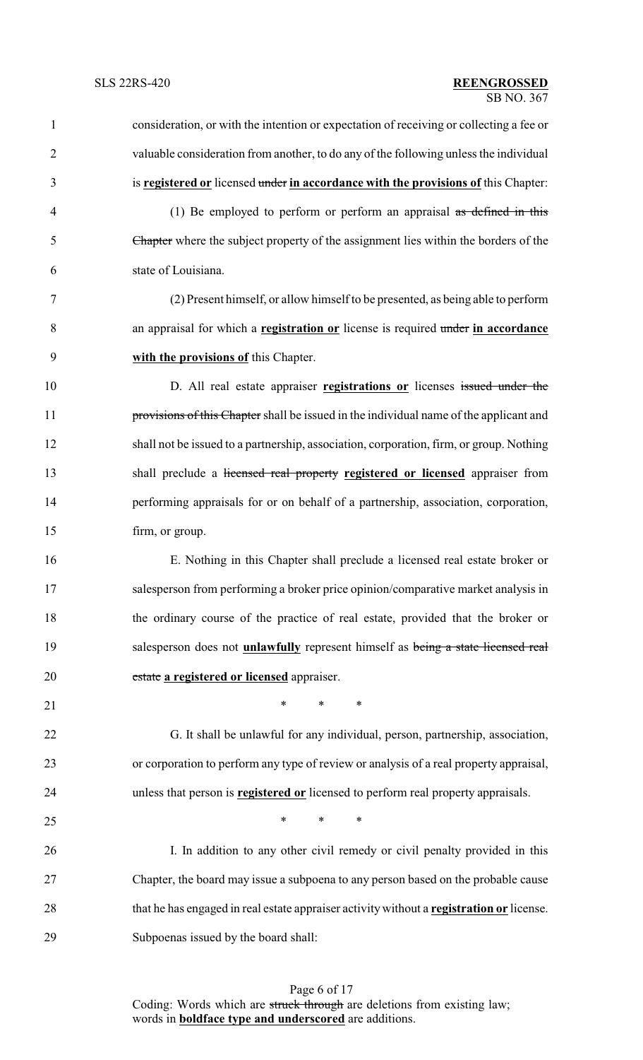consideration, or with the intention or expectation of receiving or collecting a fee or valuable consideration from another, to do any of the following unless the individual is **registered or** licensed ~~under~~ **in accordance with the provisions of** this Chapter:

(1) Be employed to perform or perform an appraisal ~~as defined in this Chapter~~ where the subject property of the assignment lies within the borders of the state of Louisiana.

(2) Present himself, or allow himself to be presented, as being able to perform an appraisal for which a **registration or** license is required ~~under~~ **in accordance with the provisions of** this Chapter.

D. All real estate appraiser **registrations or** licenses ~~issued under the provisions of this Chapter~~ shall be issued in the individual name of the applicant and shall not be issued to a partnership, association, corporation, firm, or group. Nothing shall preclude a ~~licensed real property~~ **registered or licensed** appraiser from performing appraisals for or on behalf of a partnership, association, corporation, firm, or group.

E. Nothing in this Chapter shall preclude a licensed real estate broker or salesperson from performing a broker price opinion/comparative market analysis in the ordinary course of the practice of real estate, provided that the broker or salesperson does not **unlawfully** represent himself as ~~being a state licensed real estate~~ **a registered or licensed** appraiser.

\* \* \*

G. It shall be unlawful for any individual, person, partnership, association, or corporation to perform any type of review or analysis of a real property appraisal, unless that person is **registered or** licensed to perform real property appraisals.

\* \* \*

I. In addition to any other civil remedy or civil penalty provided in this Chapter, the board may issue a subpoena to any person based on the probable cause that he has engaged in real estate appraiser activity without a **registration or** license. Subpoenas issued by the board shall: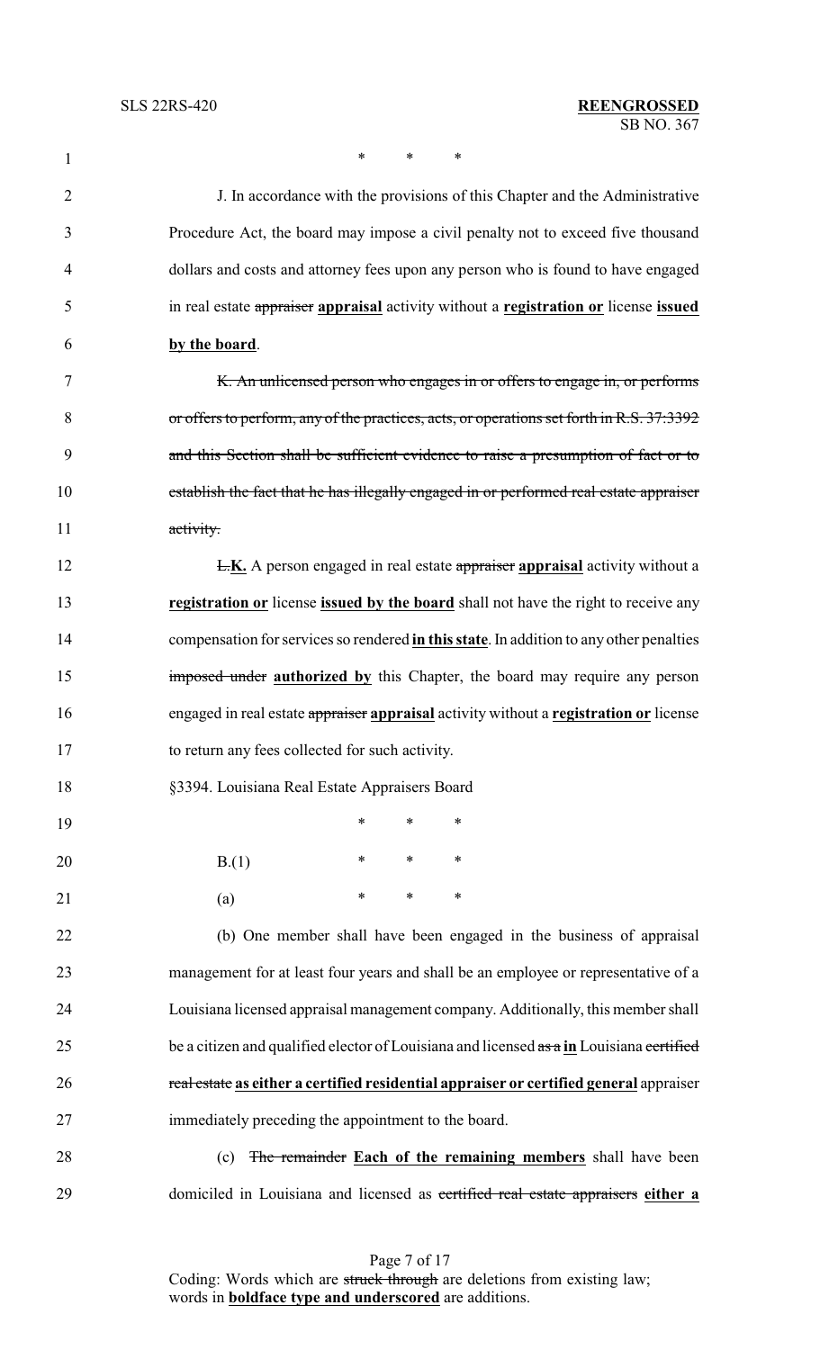\* \* \*

J. In accordance with the provisions of this Chapter and the Administrative Procedure Act, the board may impose a civil penalty not to exceed five thousand dollars and costs and attorney fees upon any person who is found to have engaged in real estate ~~appraiser~~ **appraisal** activity without a **registration or** license **issued by the board**.

~~K. An unlicensed person who engages in or offers to engage in, or performs or offers to perform, any of the practices, acts, or operations set forth in R.S. 37:3392 and this Section shall be sufficient evidence to raise a presumption of fact or to establish the fact that he has illegally engaged in or performed real estate appraiser activity.~~

~~L.~~**K.** A person engaged in real estate ~~appraiser~~ **appraisal** activity without a **registration or** license **issued by the board** shall not have the right to receive any compensation for services so rendered **in this state**. In addition to any other penalties ~~imposed under~~ **authorized by** this Chapter, the board may require any person engaged in real estate ~~appraiser~~ **appraisal** activity without a **registration or** license to return any fees collected for such activity.

§3394. Louisiana Real Estate Appraisers Board

\* \* \*

B.(1) \* \* \*

(a) \* \* \*

(b) One member shall have been engaged in the business of appraisal management for at least four years and shall be an employee or representative of a Louisiana licensed appraisal management company. Additionally, this member shall be a citizen and qualified elector of Louisiana and licensed ~~as a~~ **in** Louisiana ~~certified real estate~~ **as either a certified residential appraiser or certified general** appraiser immediately preceding the appointment to the board.

(c) ~~The remainder~~ **Each of the remaining members** shall have been domiciled in Louisiana and licensed as ~~certified real estate appraisers~~ **either a**

Coding: Words which are ~~struck through~~ are deletions from existing law; words in **boldface type and underscored** are additions.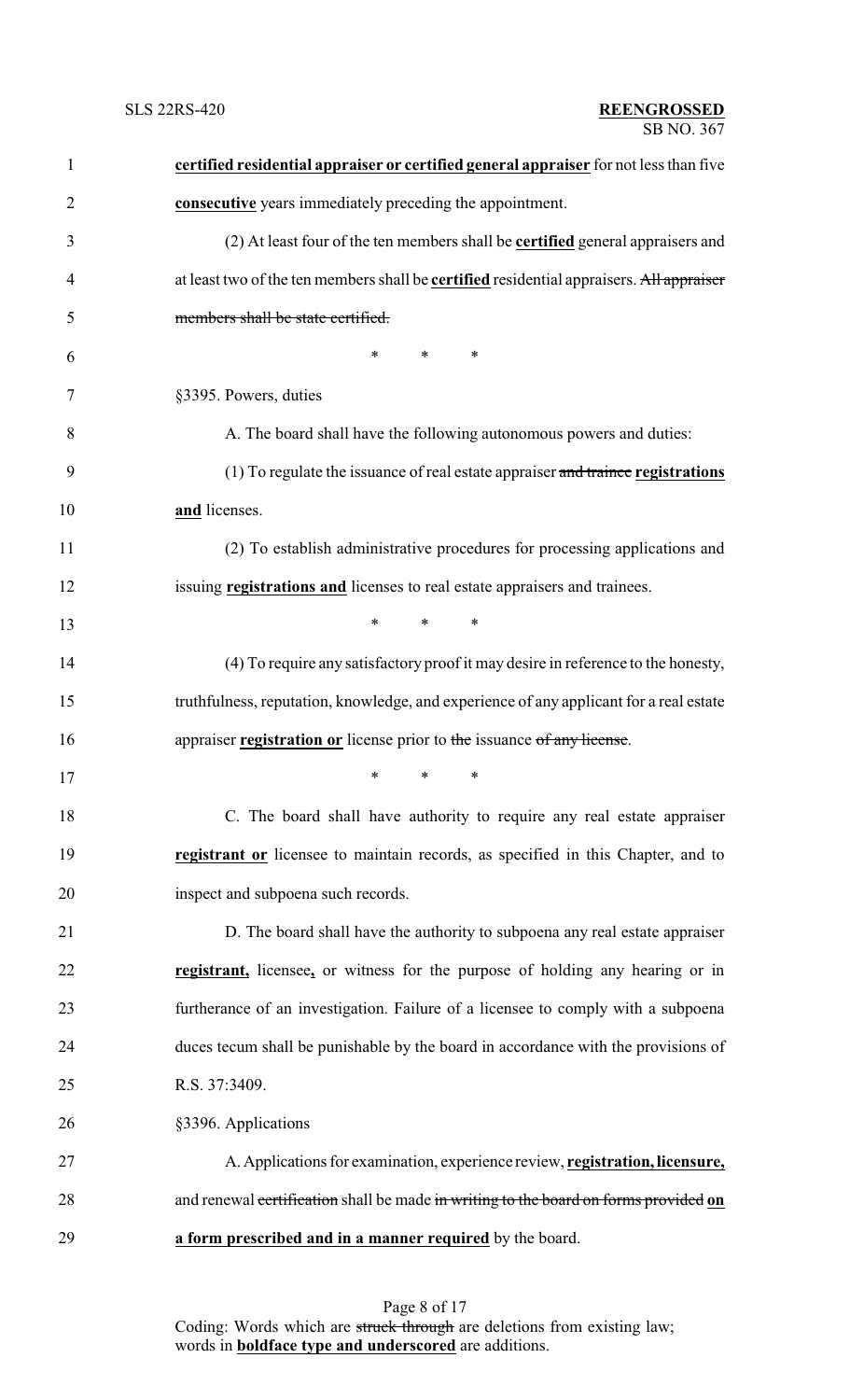**certified residential appraiser or certified general appraiser** for not less than five **consecutive** years immediately preceding the appointment.

(2) At least four of the ten members shall be **certified** general appraisers and at least two of the ten members shall be **certified** residential appraisers. ~~All appraiser members shall be state certified.~~

\* \* \*

§3395. Powers, duties

A. The board shall have the following autonomous powers and duties:

(1) To regulate the issuance of real estate appraiser ~~and trainee~~ **registrations and** licenses.

(2) To establish administrative procedures for processing applications and issuing **registrations and** licenses to real estate appraisers and trainees.

\* \* \*

(4) To require any satisfactory proof it may desire in reference to the honesty, truthfulness, reputation, knowledge, and experience of any applicant for a real estate appraiser **registration or** license prior to ~~the~~ issuance ~~of any license~~.

\* \* \*

C. The board shall have authority to require any real estate appraiser **registrant or** licensee to maintain records, as specified in this Chapter, and to inspect and subpoena such records.

D. The board shall have the authority to subpoena any real estate appraiser **registrant,** licensee**,** or witness for the purpose of holding any hearing or in furtherance of an investigation. Failure of a licensee to comply with a subpoena duces tecum shall be punishable by the board in accordance with the provisions of R.S. 37:3409.

§3396. Applications

A. Applications for examination, experience review, **registration, licensure,** and renewal ~~certification~~ shall be made ~~in writing to the board on forms provided~~ **on a form prescribed and in a manner required** by the board.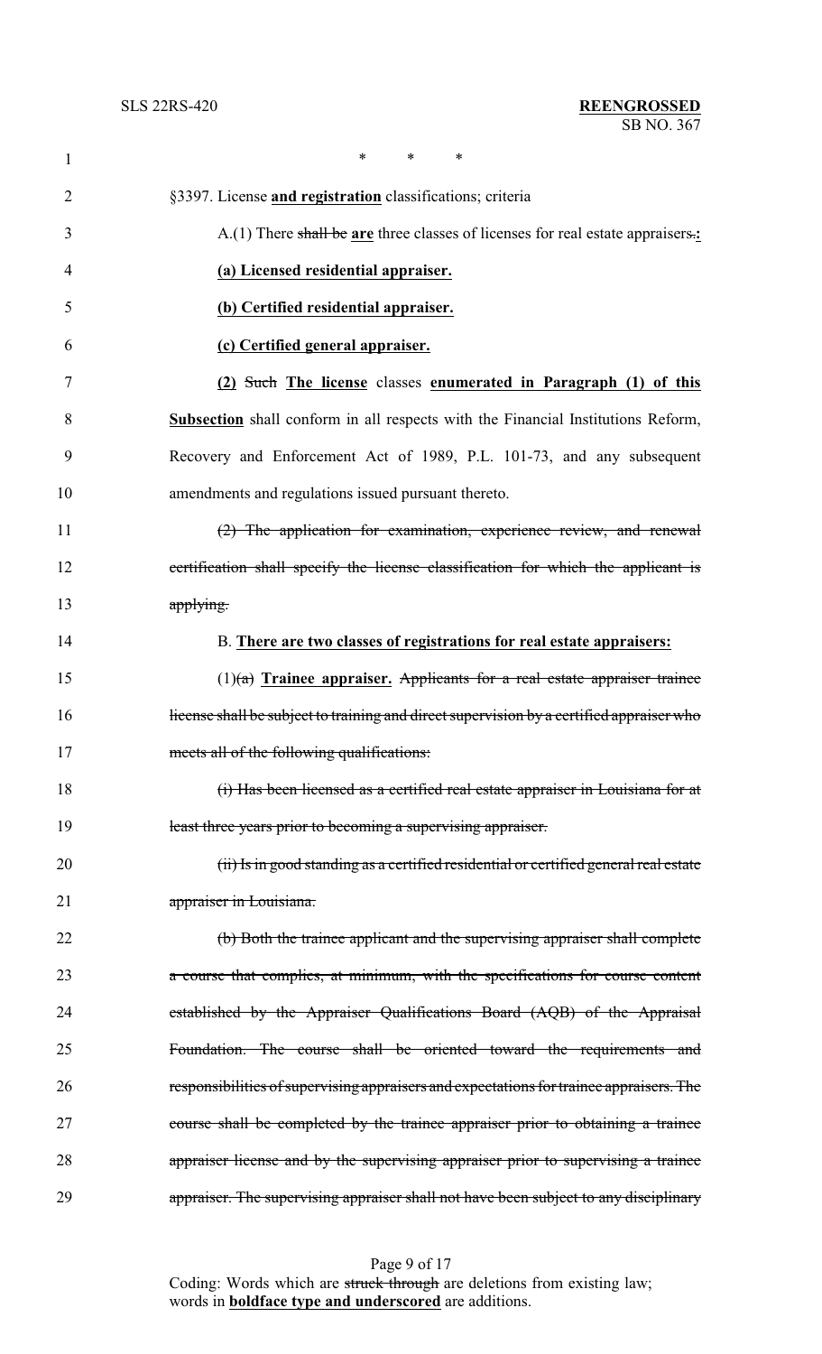\* \* \*

§3397. License **and registration** classifications; criteria

A.(1) There ~~shall be~~ **are** three classes of licenses for real estate appraisers~~.~~**:**

**(a) Licensed residential appraiser.**

**(b) Certified residential appraiser.**

**(c) Certified general appraiser.**

**(2)** ~~Such~~ **The license** classes **enumerated in Paragraph (1) of this Subsection** shall conform in all respects with the Financial Institutions Reform, Recovery and Enforcement Act of 1989, P.L. 101-73, and any subsequent amendments and regulations issued pursuant thereto.

~~(2) The application for examination, experience review, and renewal certification shall specify the license classification for which the applicant is applying.~~

B. **There are two classes of registrations for real estate appraisers:**

(1)~~(a)~~ **Trainee appraiser.** ~~Applicants for a real estate appraiser trainee license shall be subject to training and direct supervision by a certified appraiser who meets all of the following qualifications:~~

~~(i) Has been licensed as a certified real estate appraiser in Louisiana for at least three years prior to becoming a supervising appraiser.~~

~~(ii) Is in good standing as a certified residential or certified general real estate appraiser in Louisiana.~~

~~(b) Both the trainee applicant and the supervising appraiser shall complete a course that complies, at minimum, with the specifications for course content established by the Appraiser Qualifications Board (AQB) of the Appraisal Foundation. The course shall be oriented toward the requirements and responsibilities of supervising appraisers and expectations for trainee appraisers. The course shall be completed by the trainee appraiser prior to obtaining a trainee appraiser license and by the supervising appraiser prior to supervising a trainee appraiser. The supervising appraiser shall not have been subject to any disciplinary~~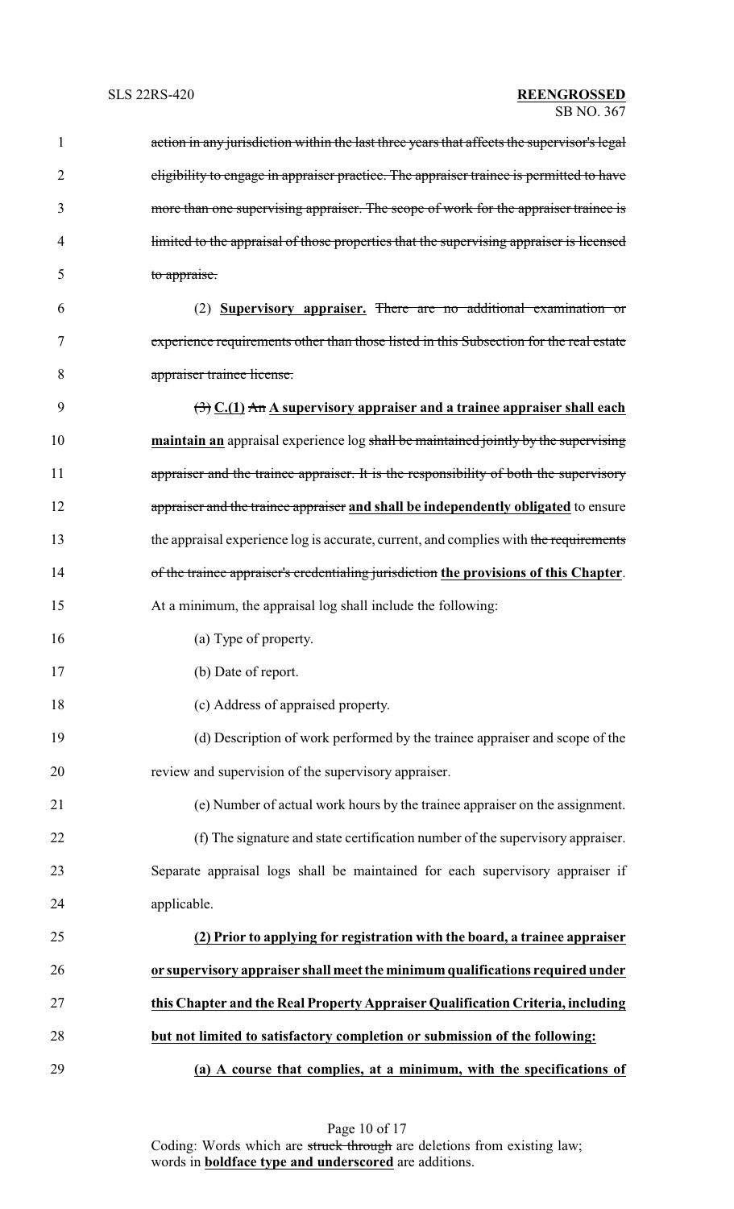action in any jurisdiction within the last three years that affects the supervisor's legal eligibility to engage in appraiser practice. The appraiser trainee is permitted to have more than one supervising appraiser. The scope of work for the appraiser trainee is limited to the appraisal of those properties that the supervising appraiser is licensed to appraise.

(2) **Supervisory appraiser.** There are no additional examination or experience requirements other than those listed in this Subsection for the real estate appraiser trainee license.

(3) **C.(1)** An **A supervisory appraiser and a trainee appraiser shall each maintain an** appraisal experience log shall be maintained jointly by the supervising appraiser and the trainee appraiser. It is the responsibility of both the supervisory appraiser and the trainee appraiser **and shall be independently obligated** to ensure the appraisal experience log is accurate, current, and complies with the requirements of the trainee appraiser's credentialing jurisdiction **the provisions of this Chapter**. At a minimum, the appraisal log shall include the following:

(a) Type of property.

(b) Date of report.

(c) Address of appraised property.

(d) Description of work performed by the trainee appraiser and scope of the review and supervision of the supervisory appraiser.

(e) Number of actual work hours by the trainee appraiser on the assignment.

(f) The signature and state certification number of the supervisory appraiser. Separate appraisal logs shall be maintained for each supervisory appraiser if applicable.

**(2) Prior to applying for registration with the board, a trainee appraiser or supervisory appraiser shall meet the minimum qualifications required under this Chapter and the Real Property Appraiser Qualification Criteria, including but not limited to satisfactory completion or submission of the following:**

**(a) A course that complies, at a minimum, with the specifications of**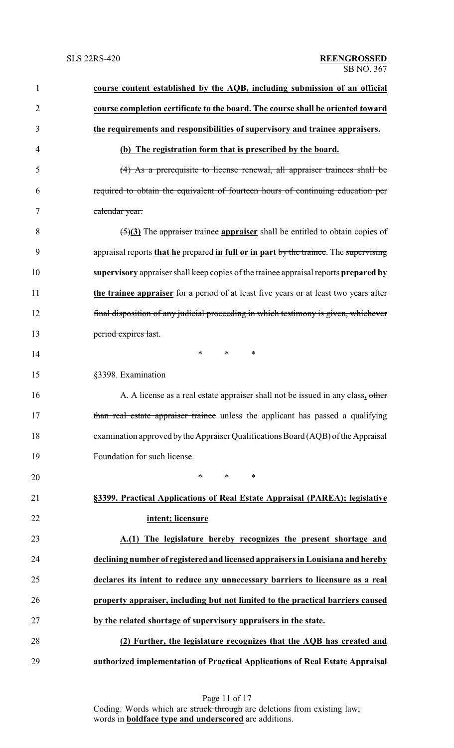**course content established by the AQB, including submission of an official course completion certificate to the board. The course shall be oriented toward the requirements and responsibilities of supervisory and trainee appraisers.**

**(b) The registration form that is prescribed by the board.**

~~(4) As a prerequisite to license renewal, all appraiser trainees shall be required to obtain the equivalent of fourteen hours of continuing education per calendar year.~~

~~(5)~~**(3)** The ~~appraiser~~ trainee **appraiser** shall be entitled to obtain copies of appraisal reports **that he** prepared **in full or in part** ~~by the trainee~~. The ~~supervising~~ **supervisory** appraiser shall keep copies of the trainee appraisal reports **prepared by the trainee appraiser** for a period of at least five years ~~or at least two years after final disposition of any judicial proceeding in which testimony is given, whichever period expires last~~.

\* \* \*

§3398. Examination

A. A license as a real estate appraiser shall not be issued in any class**,** ~~other than real estate appraiser trainee~~ unless the applicant has passed a qualifying examination approved by the Appraiser Qualifications Board (AQB) of the Appraisal Foundation for such license.

\* \* \*

**§3399. Practical Applications of Real Estate Appraisal (PAREA); legislative intent; licensure**

**A.(1) The legislature hereby recognizes the present shortage and declining number of registered and licensed appraisers in Louisiana and hereby declares its intent to reduce any unnecessary barriers to licensure as a real property appraiser, including but not limited to the practical barriers caused by the related shortage of supervisory appraisers in the state.**

**(2) Further, the legislature recognizes that the AQB has created and authorized implementation of Practical Applications of Real Estate Appraisal**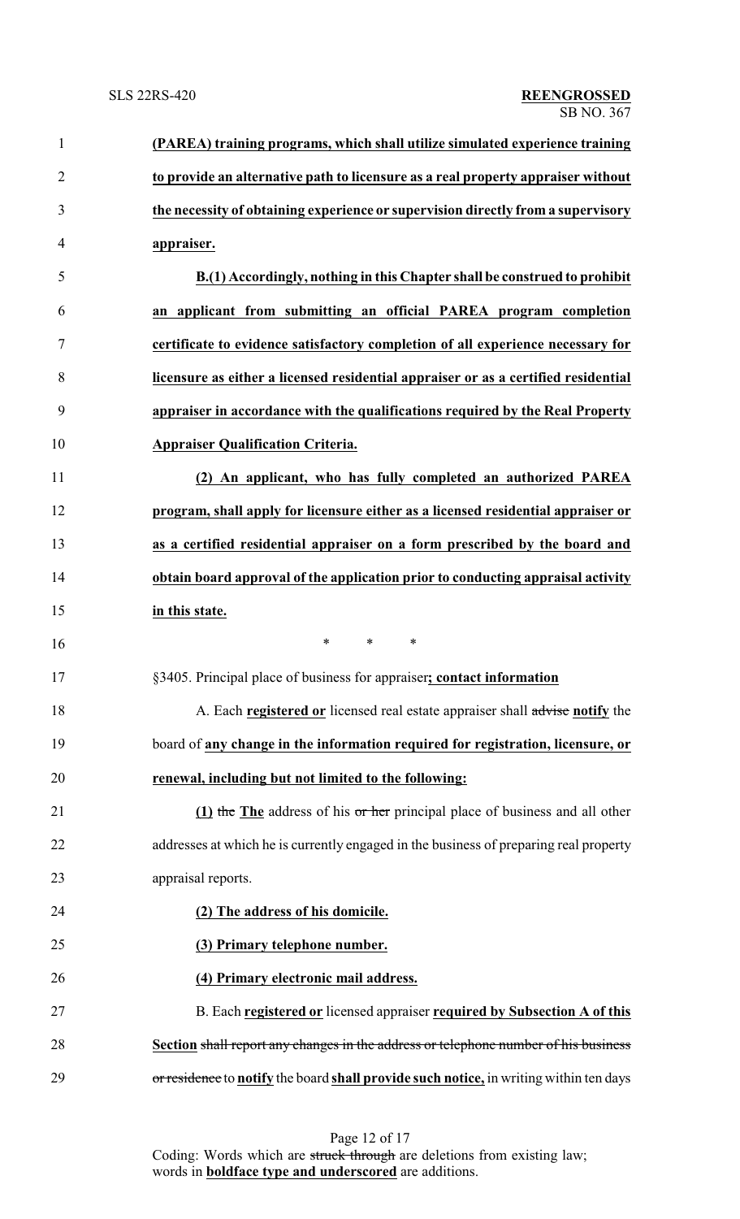**(PAREA) training programs, which shall utilize simulated experience training to provide an alternative path to licensure as a real property appraiser without the necessity of obtaining experience or supervision directly from a supervisory appraiser.**

**B.(1) Accordingly, nothing in this Chapter shall be construed to prohibit an applicant from submitting an official PAREA program completion certificate to evidence satisfactory completion of all experience necessary for licensure as either a licensed residential appraiser or as a certified residential appraiser in accordance with the qualifications required by the Real Property Appraiser Qualification Criteria.**

**(2) An applicant, who has fully completed an authorized PAREA program, shall apply for licensure either as a licensed residential appraiser or as a certified residential appraiser on a form prescribed by the board and obtain board approval of the application prior to conducting appraisal activity in this state.**

\* \* \*

§3405. Principal place of business for appraiser**; contact information**

A. Each **registered or** licensed real estate appraiser shall ~~advise~~ **notify** the board of **any change in the information required for registration, licensure, or renewal, including but not limited to the following:**

**(1)** ~~the~~ **The** address of his ~~or her~~ principal place of business and all other addresses at which he is currently engaged in the business of preparing real property appraisal reports.

**(2) The address of his domicile.**

**(3) Primary telephone number.**

**(4) Primary electronic mail address.**

B. Each **registered or** licensed appraiser **required by Subsection A of this Section** ~~shall report any changes in the address or telephone number of his business or residence~~ to **notify** the board **shall provide such notice,** in writing within ten days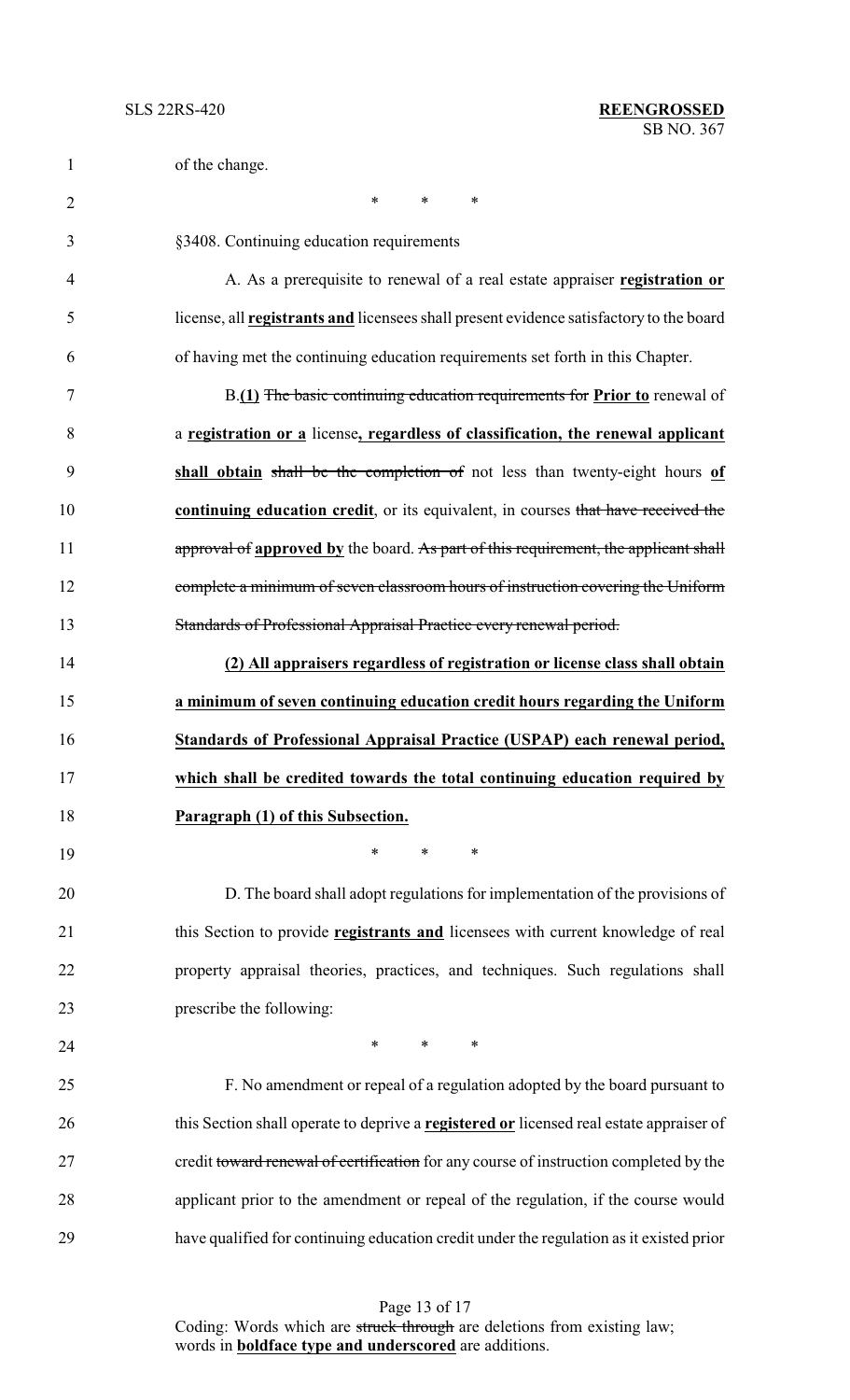of the change.

\* \* \*

§3408. Continuing education requirements

A. As a prerequisite to renewal of a real estate appraiser **registration or** license, all **registrants and** licensees shall present evidence satisfactory to the board of having met the continuing education requirements set forth in this Chapter.

B.**(1)** ~~The basic continuing education requirements for~~ **Prior to** renewal of a **registration or a** license**, regardless of classification, the renewal applicant shall obtain** ~~shall be the completion of~~ not less than twenty-eight hours **of continuing education credit**, or its equivalent, in courses ~~that have received the approval of~~ **approved by** the board. ~~As part of this requirement, the applicant shall complete a minimum of seven classroom hours of instruction covering the Uniform Standards of Professional Appraisal Practice every renewal period.~~

**(2) All appraisers regardless of registration or license class shall obtain a minimum of seven continuing education credit hours regarding the Uniform Standards of Professional Appraisal Practice (USPAP) each renewal period, which shall be credited towards the total continuing education required by Paragraph (1) of this Subsection.**

\* \* \*

D. The board shall adopt regulations for implementation of the provisions of this Section to provide **registrants and** licensees with current knowledge of real property appraisal theories, practices, and techniques. Such regulations shall prescribe the following:

\* \* \*

F. No amendment or repeal of a regulation adopted by the board pursuant to this Section shall operate to deprive a **registered or** licensed real estate appraiser of credit ~~toward renewal of certification~~ for any course of instruction completed by the applicant prior to the amendment or repeal of the regulation, if the course would have qualified for continuing education credit under the regulation as it existed prior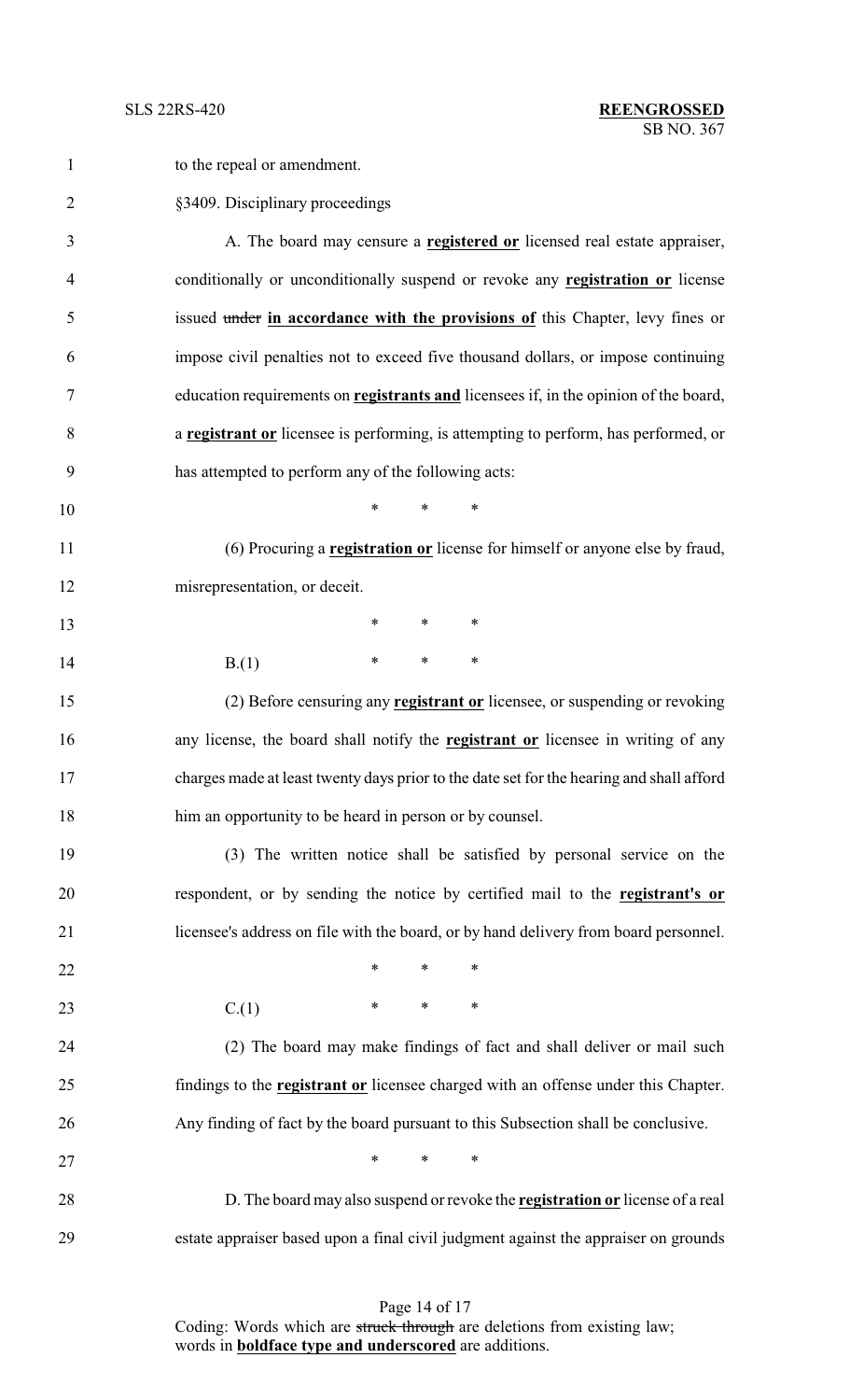to the repeal or amendment.

§3409. Disciplinary proceedings

A. The board may censure a **registered or** licensed real estate appraiser, conditionally or unconditionally suspend or revoke any **registration or** license issued ~~under~~ **in accordance with the provisions of** this Chapter, levy fines or impose civil penalties not to exceed five thousand dollars, or impose continuing education requirements on **registrants and** licensees if, in the opinion of the board, a **registrant or** licensee is performing, is attempting to perform, has performed, or has attempted to perform any of the following acts:

\* \* \*

(6) Procuring a **registration or** license for himself or anyone else by fraud, misrepresentation, or deceit.

\* \* \*

B.(1) \* \* \*

(2) Before censuring any **registrant or** licensee, or suspending or revoking any license, the board shall notify the **registrant or** licensee in writing of any charges made at least twenty days prior to the date set for the hearing and shall afford him an opportunity to be heard in person or by counsel.

(3) The written notice shall be satisfied by personal service on the respondent, or by sending the notice by certified mail to the **registrant's or** licensee's address on file with the board, or by hand delivery from board personnel.

\* \* \*

C.(1) \* \* \*

(2) The board may make findings of fact and shall deliver or mail such findings to the **registrant or** licensee charged with an offense under this Chapter. Any finding of fact by the board pursuant to this Subsection shall be conclusive.

\* \* \*

D. The board may also suspend or revoke the **registration or** license of a real estate appraiser based upon a final civil judgment against the appraiser on grounds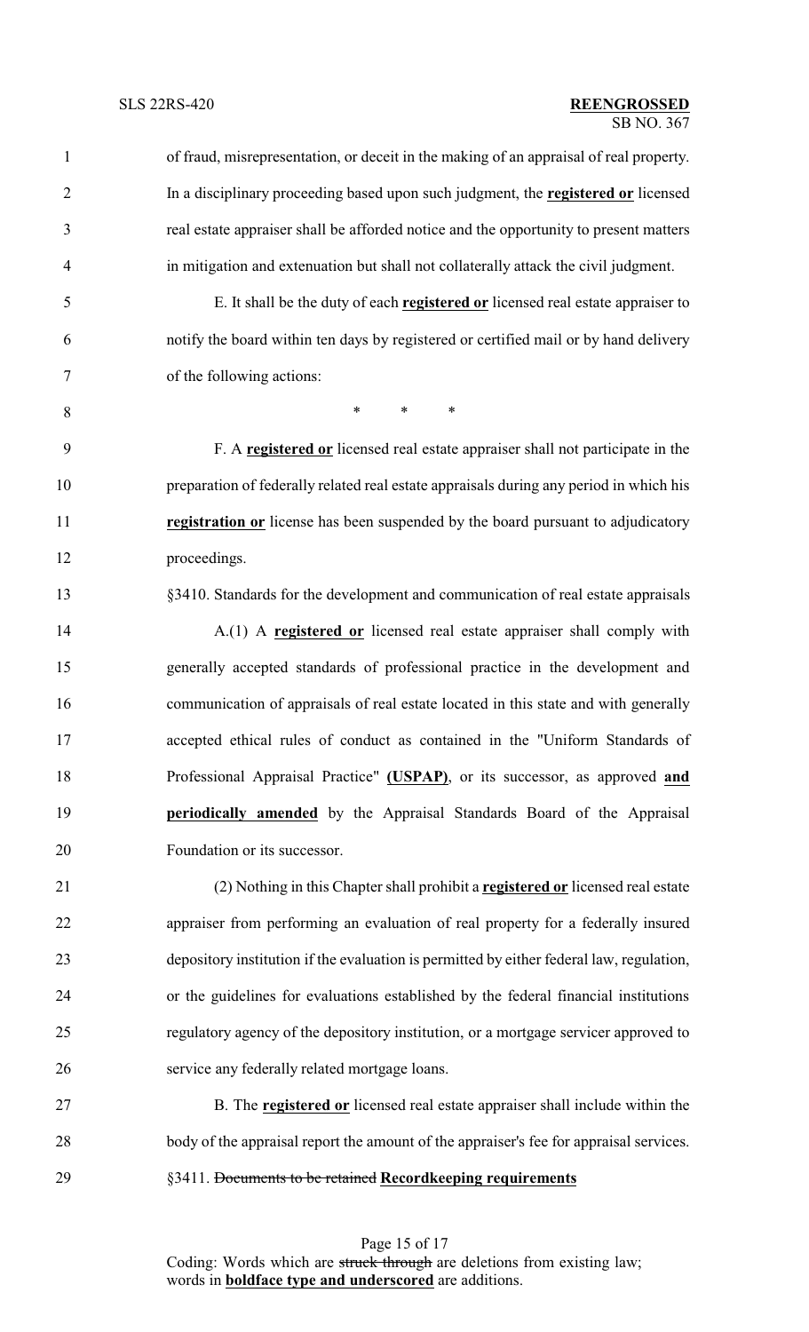of fraud, misrepresentation, or deceit in the making of an appraisal of real property. In a disciplinary proceeding based upon such judgment, the **registered or** licensed real estate appraiser shall be afforded notice and the opportunity to present matters in mitigation and extenuation but shall not collaterally attack the civil judgment.

E. It shall be the duty of each **registered or** licensed real estate appraiser to notify the board within ten days by registered or certified mail or by hand delivery of the following actions:

\* \* \*

F. A **registered or** licensed real estate appraiser shall not participate in the preparation of federally related real estate appraisals during any period in which his **registration or** license has been suspended by the board pursuant to adjudicatory proceedings.

§3410. Standards for the development and communication of real estate appraisals

A.(1) A **registered or** licensed real estate appraiser shall comply with generally accepted standards of professional practice in the development and communication of appraisals of real estate located in this state and with generally accepted ethical rules of conduct as contained in the "Uniform Standards of Professional Appraisal Practice" **(USPAP)**, or its successor, as approved **and periodically amended** by the Appraisal Standards Board of the Appraisal Foundation or its successor.

(2) Nothing in this Chapter shall prohibit a **registered or** licensed real estate appraiser from performing an evaluation of real property for a federally insured depository institution if the evaluation is permitted by either federal law, regulation, or the guidelines for evaluations established by the federal financial institutions regulatory agency of the depository institution, or a mortgage servicer approved to service any federally related mortgage loans.

B. The **registered or** licensed real estate appraiser shall include within the body of the appraisal report the amount of the appraiser's fee for appraisal services.

§3411. ~~Documents to be retained~~ **Recordkeeping requirements**

Coding: Words which are ~~struck through~~ are deletions from existing law; words in **boldface type and underscored** are additions.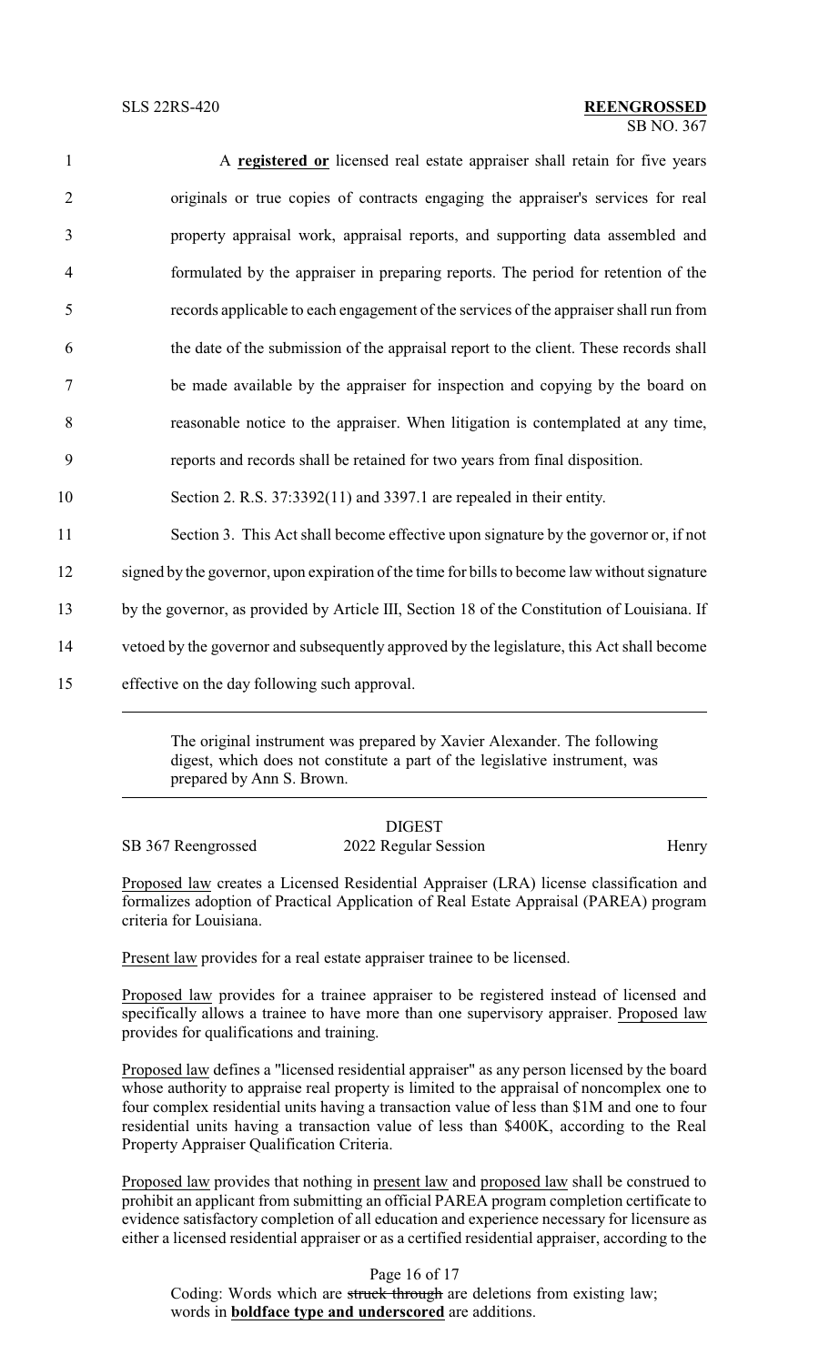A **registered or** licensed real estate appraiser shall retain for five years originals or true copies of contracts engaging the appraiser's services for real property appraisal work, appraisal reports, and supporting data assembled and formulated by the appraiser in preparing reports. The period for retention of the records applicable to each engagement of the services of the appraiser shall run from the date of the submission of the appraisal report to the client. These records shall be made available by the appraiser for inspection and copying by the board on reasonable notice to the appraiser. When litigation is contemplated at any time, reports and records shall be retained for two years from final disposition.

Section 2. R.S. 37:3392(11) and 3397.1 are repealed in their entity.

Section 3. This Act shall become effective upon signature by the governor or, if not signed by the governor, upon expiration of the time for bills to become law without signature by the governor, as provided by Article III, Section 18 of the Constitution of Louisiana. If vetoed by the governor and subsequently approved by the legislature, this Act shall become effective on the day following such approval.

---

The original instrument was prepared by Xavier Alexander. The following digest, which does not constitute a part of the legislative instrument, was prepared by Ann S. Brown.

---

DIGEST

SB 367 Reengrossed — 2022 Regular Session — Henry

Proposed law creates a Licensed Residential Appraiser (LRA) license classification and formalizes adoption of Practical Application of Real Estate Appraisal (PAREA) program criteria for Louisiana.

Present law provides for a real estate appraiser trainee to be licensed.

Proposed law provides for a trainee appraiser to be registered instead of licensed and specifically allows a trainee to have more than one supervisory appraiser. Proposed law provides for qualifications and training.

Proposed law defines a "licensed residential appraiser" as any person licensed by the board whose authority to appraise real property is limited to the appraisal of noncomplex one to four complex residential units having a transaction value of less than $1M and one to four residential units having a transaction value of less than $400K, according to the Real Property Appraiser Qualification Criteria.

Proposed law provides that nothing in present law and proposed law shall be construed to prohibit an applicant from submitting an official PAREA program completion certificate to evidence satisfactory completion of all education and experience necessary for licensure as either a licensed residential appraiser or as a certified residential appraiser, according to the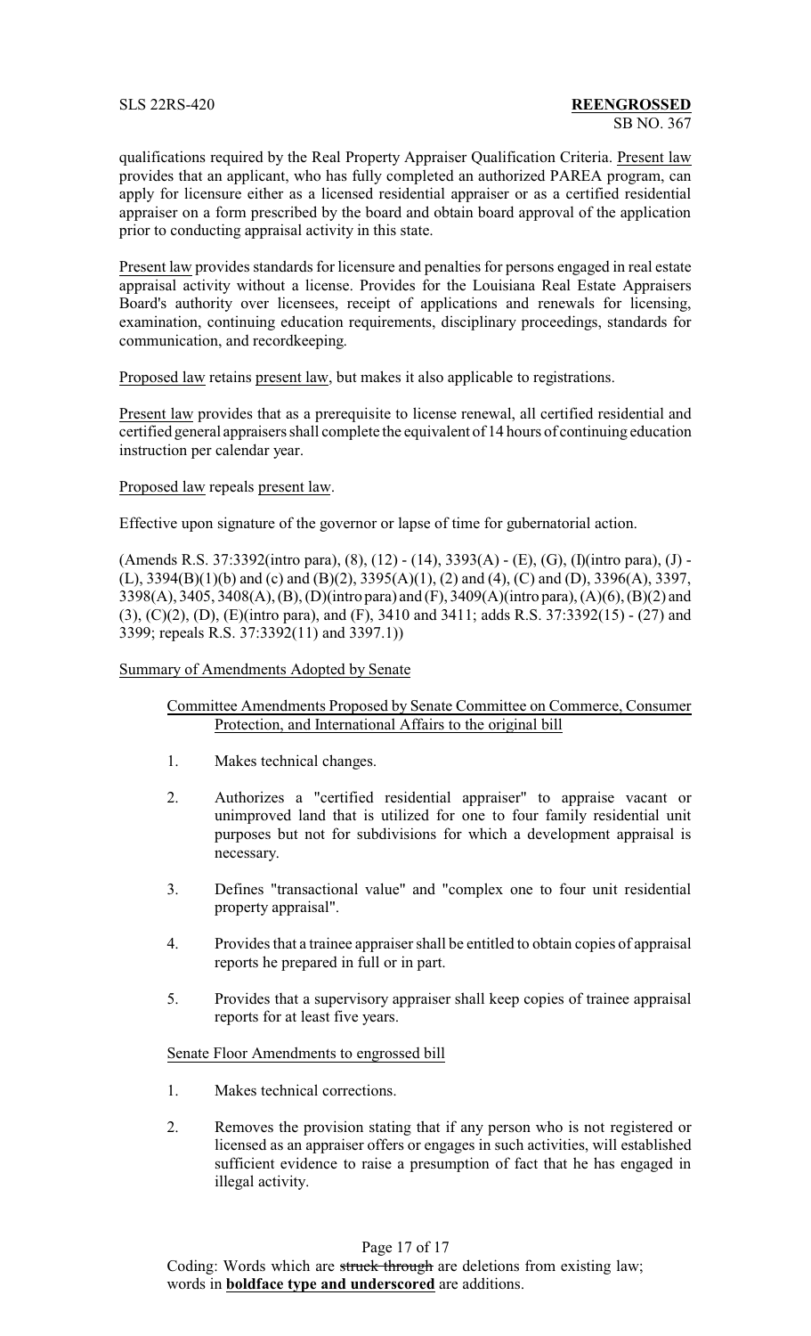qualifications required by the Real Property Appraiser Qualification Criteria. Present law provides that an applicant, who has fully completed an authorized PAREA program, can apply for licensure either as a licensed residential appraiser or as a certified residential appraiser on a form prescribed by the board and obtain board approval of the application prior to conducting appraisal activity in this state.

Present law provides standards for licensure and penalties for persons engaged in real estate appraisal activity without a license. Provides for the Louisiana Real Estate Appraisers Board's authority over licensees, receipt of applications and renewals for licensing, examination, continuing education requirements, disciplinary proceedings, standards for communication, and recordkeeping.

Proposed law retains present law, but makes it also applicable to registrations.

Present law provides that as a prerequisite to license renewal, all certified residential and certified general appraisers shall complete the equivalent of 14 hours of continuing education instruction per calendar year.

Proposed law repeals present law.

Effective upon signature of the governor or lapse of time for gubernatorial action.

(Amends R.S. 37:3392(intro para), (8), (12) - (14), 3393(A) - (E), (G), (I)(intro para), (J) - (L), 3394(B)(1)(b) and (c) and (B)(2), 3395(A)(1), (2) and (4), (C) and (D), 3396(A), 3397, 3398(A), 3405, 3408(A), (B), (D)(intro para) and (F), 3409(A)(intro para), (A)(6), (B)(2) and (3), (C)(2), (D), (E)(intro para), and (F), 3410 and 3411; adds R.S. 37:3392(15) - (27) and 3399; repeals R.S. 37:3392(11) and 3397.1))

Summary of Amendments Adopted by Senate

Committee Amendments Proposed by Senate Committee on Commerce, Consumer Protection, and International Affairs to the original bill

1. Makes technical changes.

2. Authorizes a "certified residential appraiser" to appraise vacant or unimproved land that is utilized for one to four family residential unit purposes but not for subdivisions for which a development appraisal is necessary.

3. Defines "transactional value" and "complex one to four unit residential property appraisal".

4. Provides that a trainee appraiser shall be entitled to obtain copies of appraisal reports he prepared in full or in part.

5. Provides that a supervisory appraiser shall keep copies of trainee appraisal reports for at least five years.

Senate Floor Amendments to engrossed bill

1. Makes technical corrections.

2. Removes the provision stating that if any person who is not registered or licensed as an appraiser offers or engages in such activities, will established sufficient evidence to raise a presumption of fact that he has engaged in illegal activity.

Coding: Words which are ~~struck through~~ are deletions from existing law; words in **boldface type and underscored** are additions.